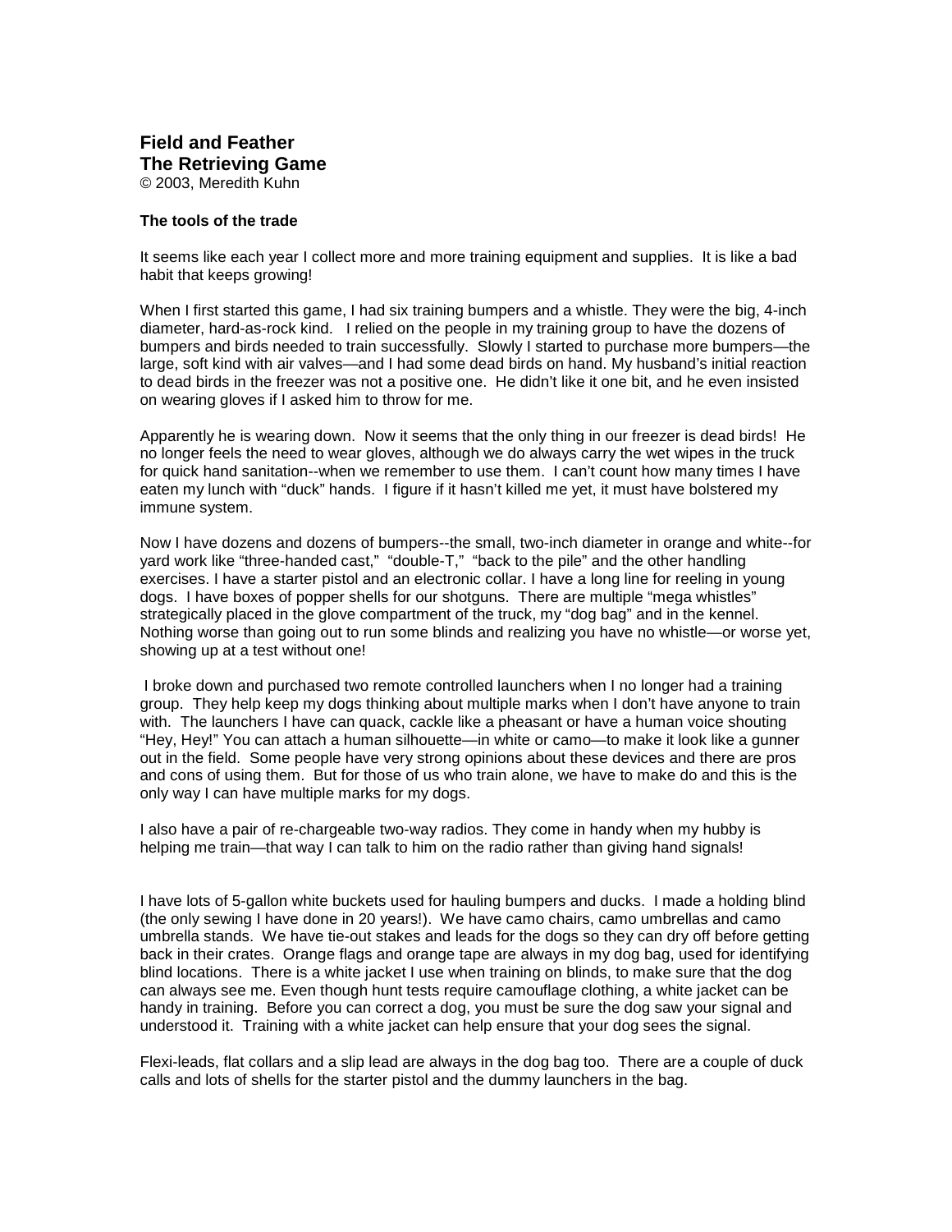**Field and Feather**
**The Retrieving Game**
© 2003, Meredith Kuhn

**The tools of the trade**

It seems like each year I collect more and more training equipment and supplies. It is like a bad habit that keeps growing!

When I first started this game, I had six training bumpers and a whistle. They were the big, 4-inch diameter, hard-as-rock kind. I relied on the people in my training group to have the dozens of bumpers and birds needed to train successfully. Slowly I started to purchase more bumpers—the large, soft kind with air valves—and I had some dead birds on hand. My husband's initial reaction to dead birds in the freezer was not a positive one. He didn't like it one bit, and he even insisted on wearing gloves if I asked him to throw for me.

Apparently he is wearing down. Now it seems that the only thing in our freezer is dead birds! He no longer feels the need to wear gloves, although we do always carry the wet wipes in the truck for quick hand sanitation--when we remember to use them. I can't count how many times I have eaten my lunch with "duck" hands. I figure if it hasn't killed me yet, it must have bolstered my immune system.

Now I have dozens and dozens of bumpers--the small, two-inch diameter in orange and white--for yard work like "three-handed cast," "double-T," "back to the pile" and the other handling exercises. I have a starter pistol and an electronic collar. I have a long line for reeling in young dogs. I have boxes of popper shells for our shotguns. There are multiple "mega whistles" strategically placed in the glove compartment of the truck, my "dog bag" and in the kennel. Nothing worse than going out to run some blinds and realizing you have no whistle—or worse yet, showing up at a test without one!

I broke down and purchased two remote controlled launchers when I no longer had a training group. They help keep my dogs thinking about multiple marks when I don't have anyone to train with. The launchers I have can quack, cackle like a pheasant or have a human voice shouting "Hey, Hey!" You can attach a human silhouette—in white or camo—to make it look like a gunner out in the field. Some people have very strong opinions about these devices and there are pros and cons of using them. But for those of us who train alone, we have to make do and this is the only way I can have multiple marks for my dogs.

I also have a pair of re-chargeable two-way radios. They come in handy when my hubby is helping me train—that way I can talk to him on the radio rather than giving hand signals!

I have lots of 5-gallon white buckets used for hauling bumpers and ducks. I made a holding blind (the only sewing I have done in 20 years!). We have camo chairs, camo umbrellas and camo umbrella stands. We have tie-out stakes and leads for the dogs so they can dry off before getting back in their crates. Orange flags and orange tape are always in my dog bag, used for identifying blind locations. There is a white jacket I use when training on blinds, to make sure that the dog can always see me. Even though hunt tests require camouflage clothing, a white jacket can be handy in training. Before you can correct a dog, you must be sure the dog saw your signal and understood it. Training with a white jacket can help ensure that your dog sees the signal.

Flexi-leads, flat collars and a slip lead are always in the dog bag too. There are a couple of duck calls and lots of shells for the starter pistol and the dummy launchers in the bag.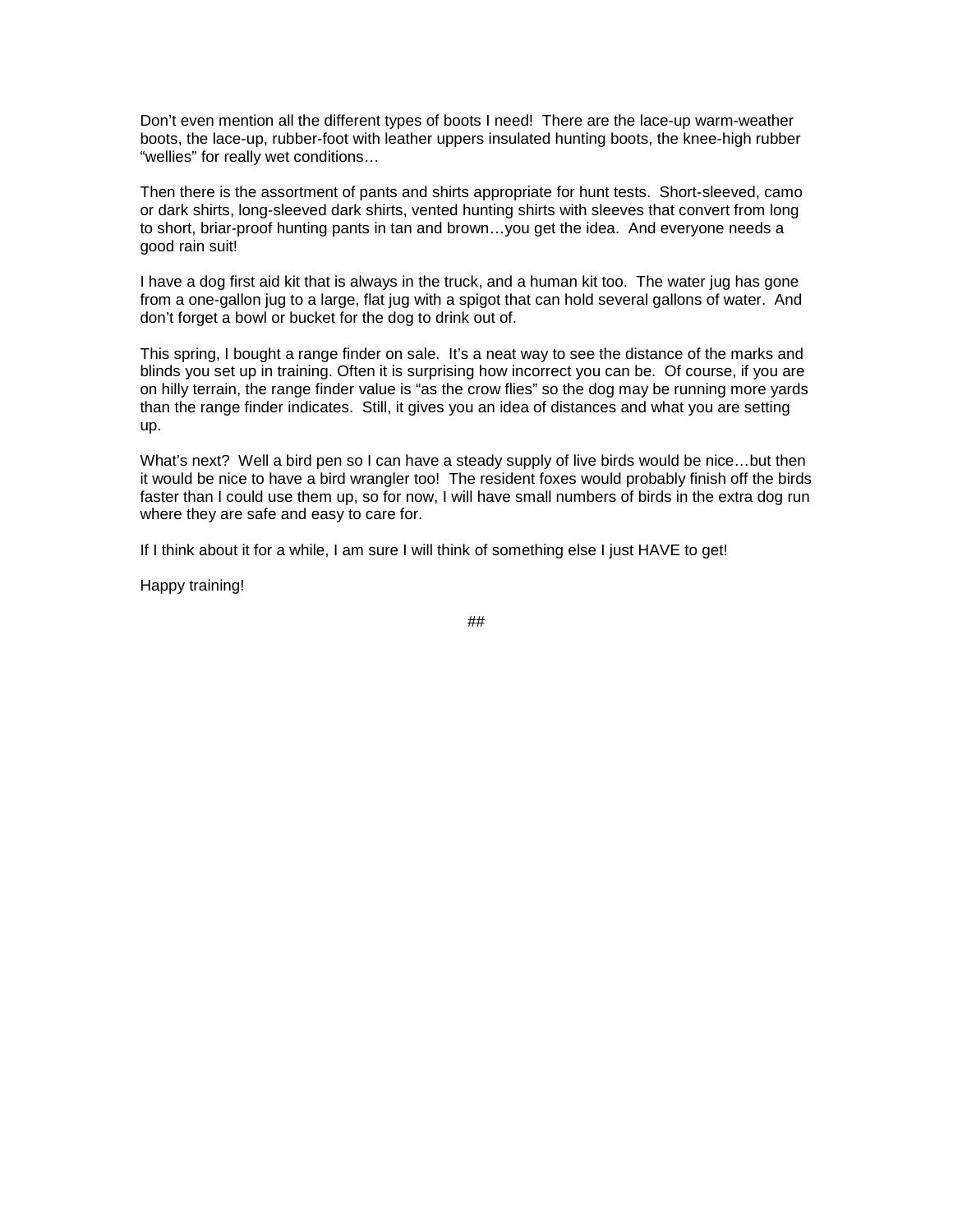Don’t even mention all the different types of boots I need! There are the lace-up warm-weather boots, the lace-up, rubber-foot with leather uppers insulated hunting boots, the knee-high rubber “wellies” for really wet conditions…

Then there is the assortment of pants and shirts appropriate for hunt tests. Short-sleeved, camo or dark shirts, long-sleeved dark shirts, vented hunting shirts with sleeves that convert from long to short, briar-proof hunting pants in tan and brown…you get the idea. And everyone needs a good rain suit!

I have a dog first aid kit that is always in the truck, and a human kit too. The water jug has gone from a one-gallon jug to a large, flat jug with a spigot that can hold several gallons of water. And don’t forget a bowl or bucket for the dog to drink out of.

This spring, I bought a range finder on sale. It’s a neat way to see the distance of the marks and blinds you set up in training. Often it is surprising how incorrect you can be. Of course, if you are on hilly terrain, the range finder value is “as the crow flies” so the dog may be running more yards than the range finder indicates. Still, it gives you an idea of distances and what you are setting up.

What’s next? Well a bird pen so I can have a steady supply of live birds would be nice…but then it would be nice to have a bird wrangler too! The resident foxes would probably finish off the birds faster than I could use them up, so for now, I will have small numbers of birds in the extra dog run where they are safe and easy to care for.

If I think about it for a while, I am sure I will think of something else I just HAVE to get!

Happy training!

##